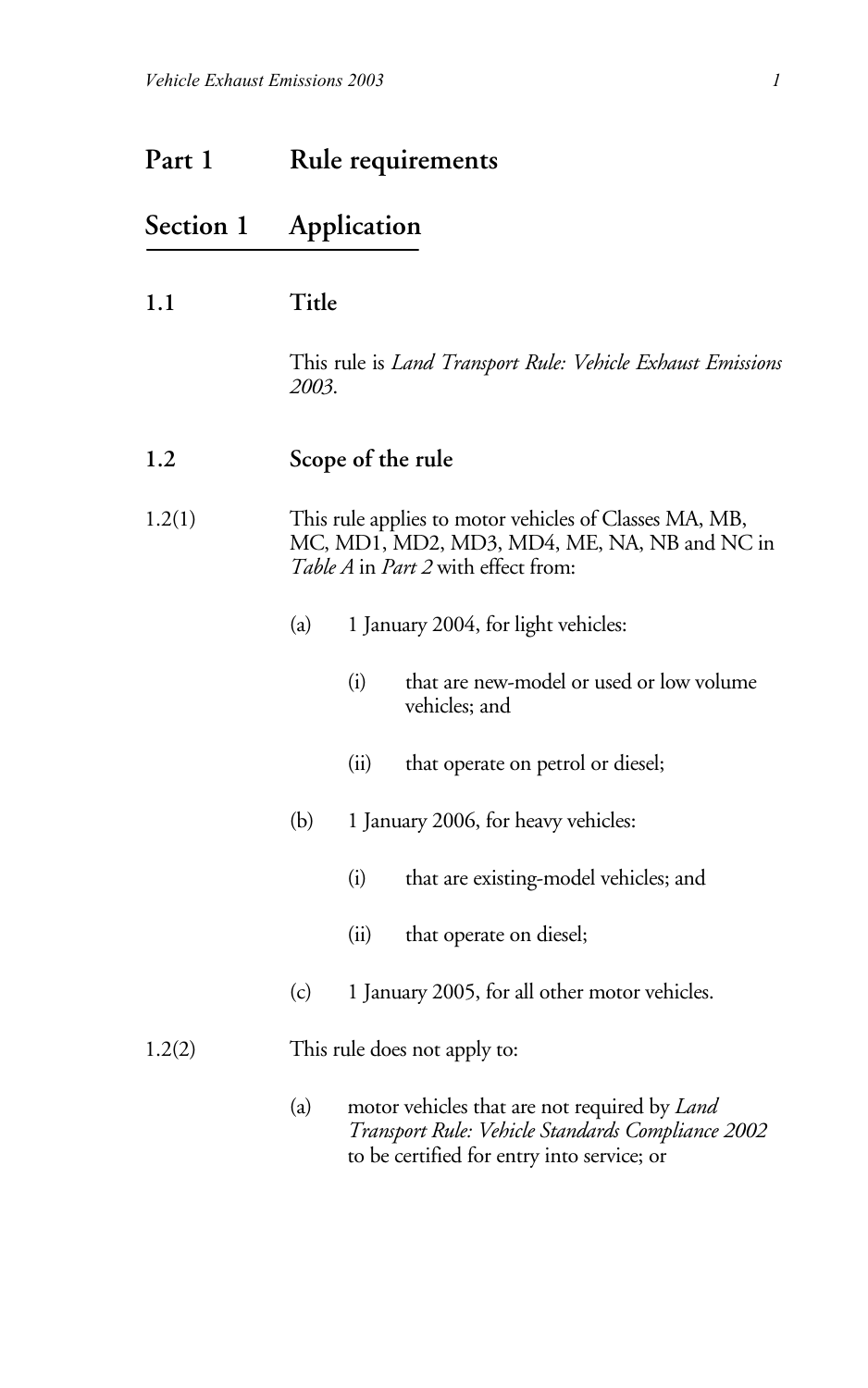# Part 1 Rule requirements

## Section 1 Application

### 1.1 Title

This rule is *Land Transport Rule: Vehicle Exhaust Emissions 2003*.

### 1.2 Scope of the rule

1.2(1) This rule applies to motor vehicles of Classes MA, MB, MC, MD1, MD2, MD3, MD4, ME, NA, NB and NC in *Table A* in *Part 2* with effect from:

- (a) 1 January 2004, for light vehicles:
  - (i) that are new-model or used or low volume vehicles; and
  - (ii) that operate on petrol or diesel;
- (b) 1 January 2006, for heavy vehicles:
  - (i) that are existing-model vehicles; and
  - (ii) that operate on diesel;
- (c) 1 January 2005, for all other motor vehicles.

1.2(2) This rule does not apply to:

- (a) motor vehicles that are not required by *Land Transport Rule: Vehicle Standards Compliance 2002* to be certified for entry into service; or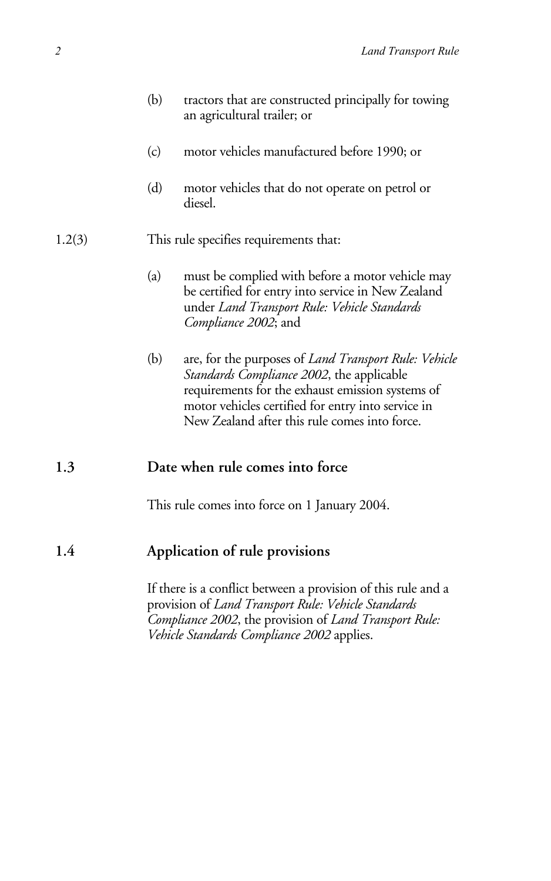(b) tractors that are constructed principally for towing an agricultural trailer; or

(c) motor vehicles manufactured before 1990; or

(d) motor vehicles that do not operate on petrol or diesel.

1.2(3) This rule specifies requirements that:

(a) must be complied with before a motor vehicle may be certified for entry into service in New Zealand under *Land Transport Rule: Vehicle Standards Compliance 2002*; and

(b) are, for the purposes of *Land Transport Rule: Vehicle Standards Compliance 2002*, the applicable requirements for the exhaust emission systems of motor vehicles certified for entry into service in New Zealand after this rule comes into force.

## 1.3 Date when rule comes into force

This rule comes into force on 1 January 2004.

## 1.4 Application of rule provisions

If there is a conflict between a provision of this rule and a provision of *Land Transport Rule: Vehicle Standards Compliance 2002*, the provision of *Land Transport Rule: Vehicle Standards Compliance 2002* applies.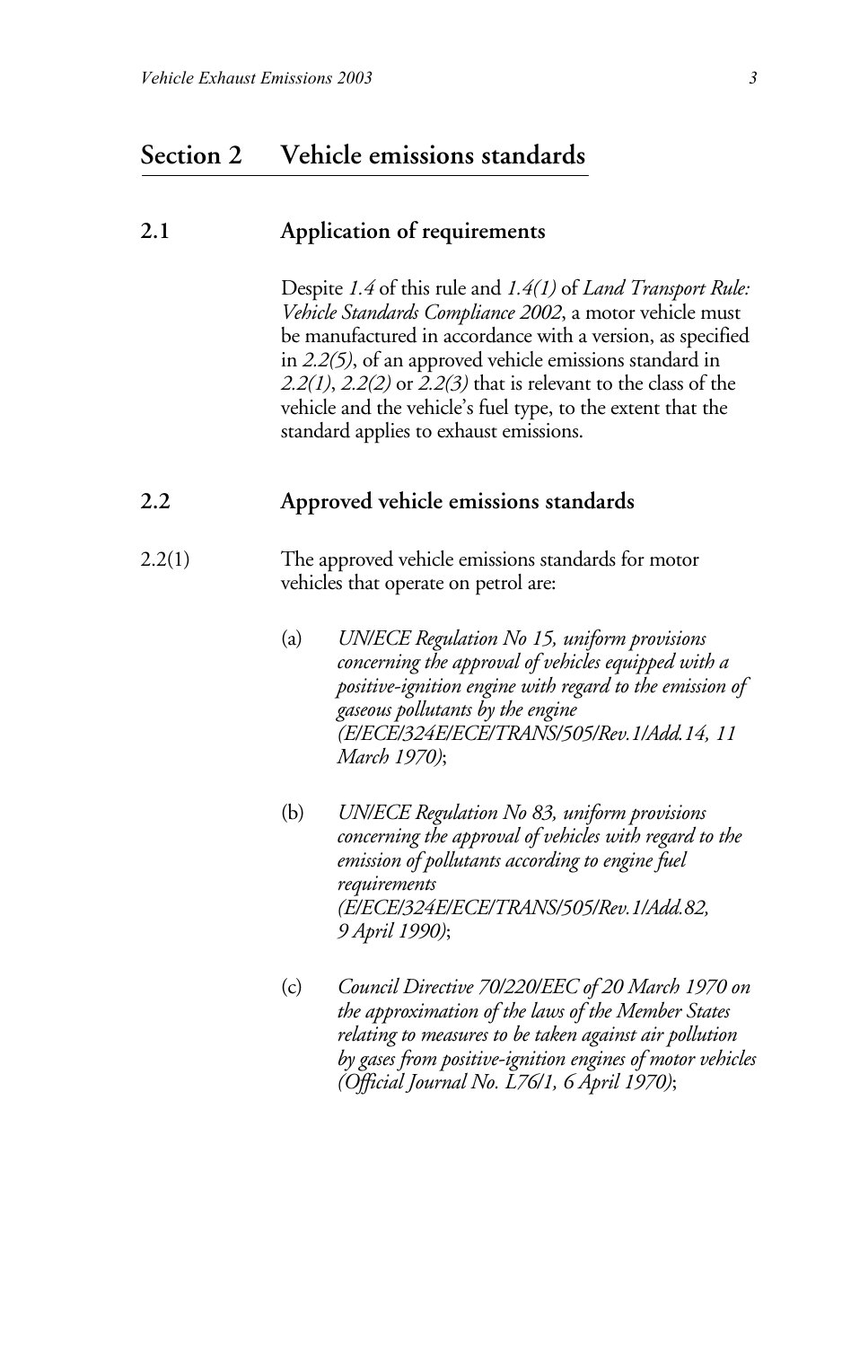## Section 2 Vehicle emissions standards

### 2.1 Application of requirements

Despite *1.4* of this rule and *1.4(1)* of *Land Transport Rule: Vehicle Standards Compliance 2002*, a motor vehicle must be manufactured in accordance with a version, as specified in *2.2(5)*, of an approved vehicle emissions standard in *2.2(1)*, *2.2(2)* or *2.2(3)* that is relevant to the class of the vehicle and the vehicle's fuel type, to the extent that the standard applies to exhaust emissions.

### 2.2 Approved vehicle emissions standards

2.2(1) The approved vehicle emissions standards for motor vehicles that operate on petrol are:

(a) *UN/ECE Regulation No 15, uniform provisions concerning the approval of vehicles equipped with a positive-ignition engine with regard to the emission of gaseous pollutants by the engine (E/ECE/324E/ECE/TRANS/505/Rev.1/Add.14, 11 March 1970)*;

(b) *UN/ECE Regulation No 83, uniform provisions concerning the approval of vehicles with regard to the emission of pollutants according to engine fuel requirements (E/ECE/324E/ECE/TRANS/505/Rev.1/Add.82, 9 April 1990)*;

(c) *Council Directive 70/220/EEC of 20 March 1970 on the approximation of the laws of the Member States relating to measures to be taken against air pollution by gases from positive-ignition engines of motor vehicles (Official Journal No. L76/1, 6 April 1970)*;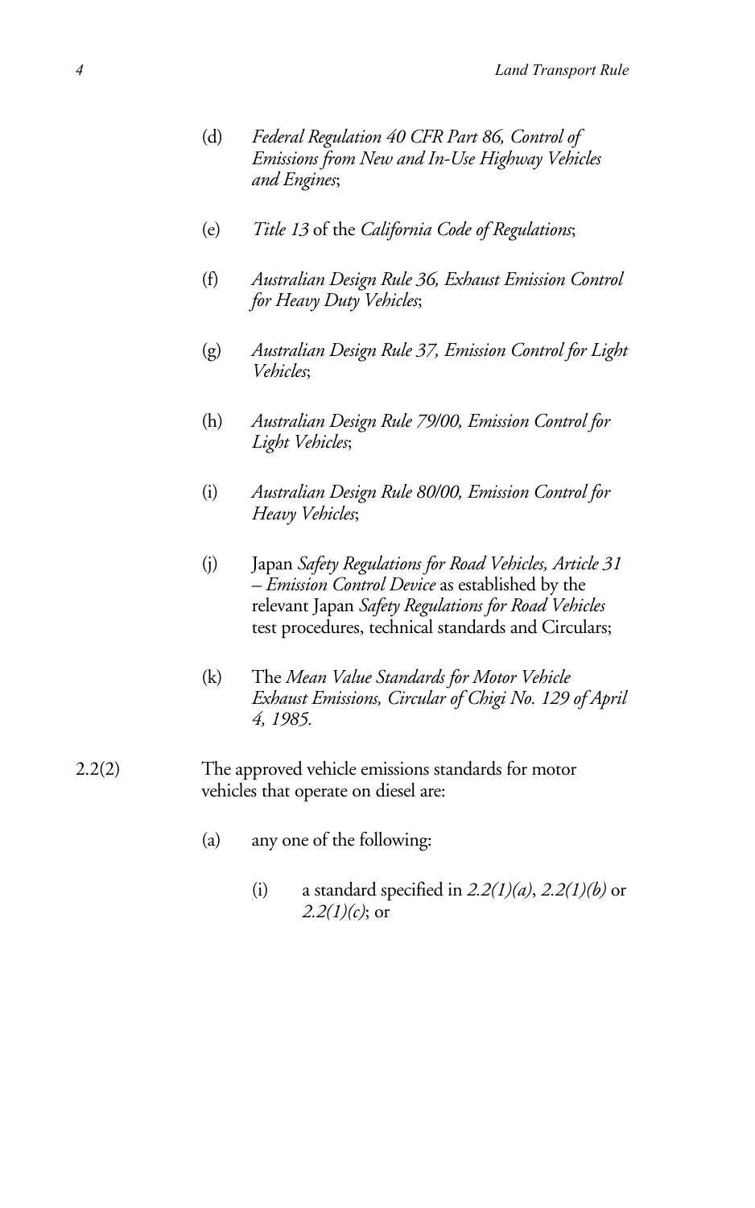(d) *Federal Regulation 40 CFR Part 86, Control of Emissions from New and In-Use Highway Vehicles and Engines*;

(e) *Title 13* of the *California Code of Regulations*;

(f) *Australian Design Rule 36, Exhaust Emission Control for Heavy Duty Vehicles*;

(g) *Australian Design Rule 37, Emission Control for Light Vehicles*;

(h) *Australian Design Rule 79/00, Emission Control for Light Vehicles*;

(i) *Australian Design Rule 80/00, Emission Control for Heavy Vehicles*;

(j) Japan *Safety Regulations for Road Vehicles, Article 31 – Emission Control Device* as established by the relevant Japan *Safety Regulations for Road Vehicles* test procedures, technical standards and Circulars;

(k) The *Mean Value Standards for Motor Vehicle Exhaust Emissions, Circular of Chigi No. 129 of April 4, 1985.*

2.2(2) The approved vehicle emissions standards for motor vehicles that operate on diesel are:

(a) any one of the following:

(i) a standard specified in *2.2(1)(a)*, *2.2(1)(b)* or *2.2(1)(c)*; or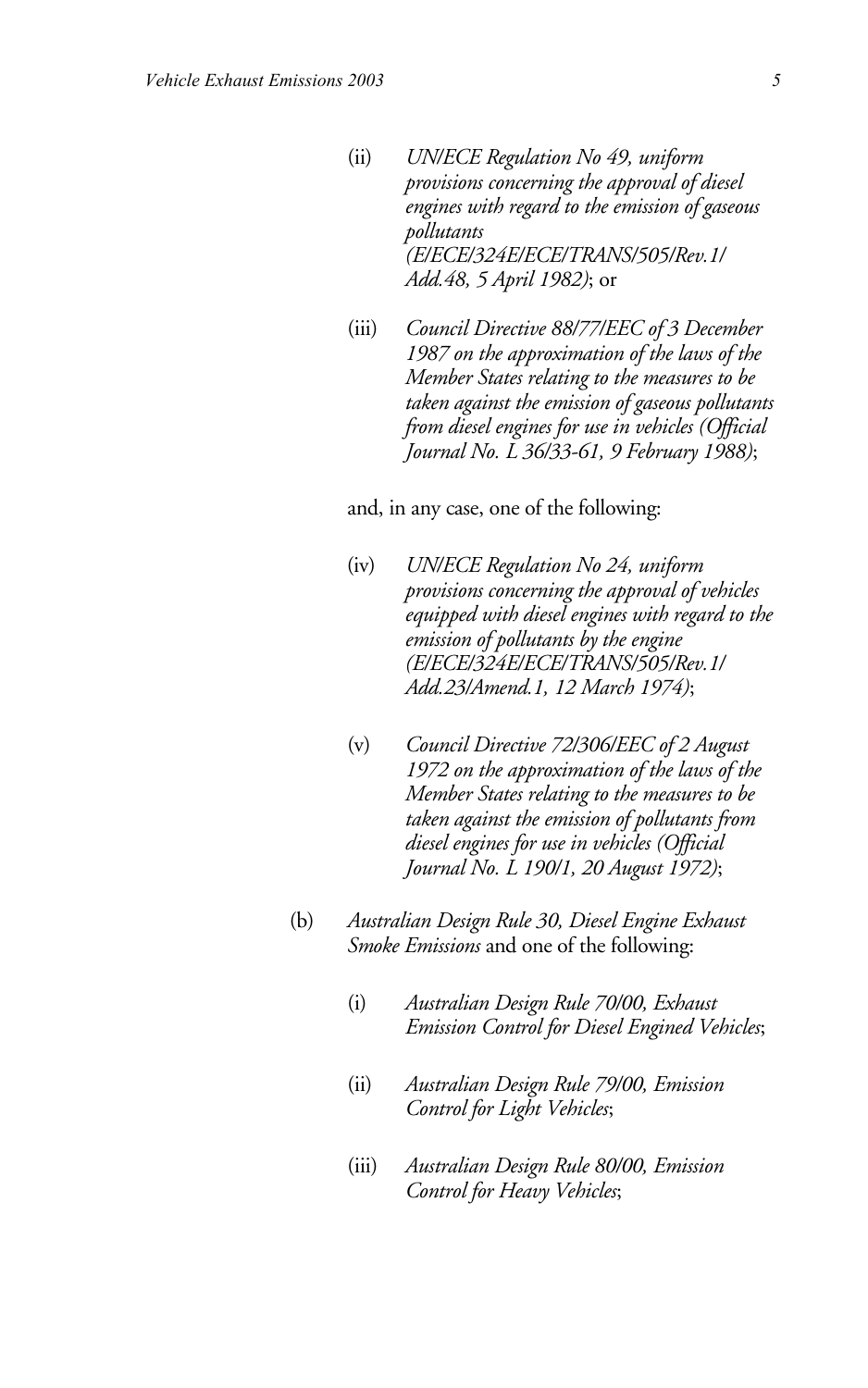(ii) *UN/ECE Regulation No 49, uniform provisions concerning the approval of diesel engines with regard to the emission of gaseous pollutants (E/ECE/324E/ECE/TRANS/505/Rev.1/ Add.48, 5 April 1982)*; or

(iii) *Council Directive 88/77/EEC of 3 December 1987 on the approximation of the laws of the Member States relating to the measures to be taken against the emission of gaseous pollutants from diesel engines for use in vehicles (Official Journal No. L 36/33-61, 9 February 1988)*;

and, in any case, one of the following:

(iv) *UN/ECE Regulation No 24, uniform provisions concerning the approval of vehicles equipped with diesel engines with regard to the emission of pollutants by the engine (E/ECE/324E/ECE/TRANS/505/Rev.1/ Add.23/Amend.1, 12 March 1974)*;

(v) *Council Directive 72/306/EEC of 2 August 1972 on the approximation of the laws of the Member States relating to the measures to be taken against the emission of pollutants from diesel engines for use in vehicles (Official Journal No. L 190/1, 20 August 1972)*;

(b) *Australian Design Rule 30, Diesel Engine Exhaust Smoke Emissions* and one of the following:

(i) *Australian Design Rule 70/00, Exhaust Emission Control for Diesel Engined Vehicles*;

(ii) *Australian Design Rule 79/00, Emission Control for Light Vehicles*;

(iii) *Australian Design Rule 80/00, Emission Control for Heavy Vehicles*;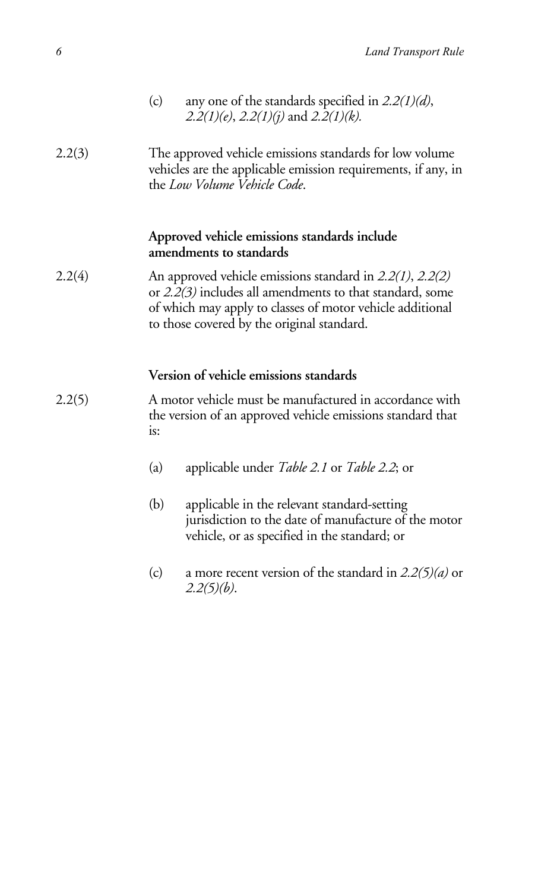(c) any one of the standards specified in *2.2(1)(d)*, *2.2(1)(e)*, *2.2(1)(j)* and *2.2(1)(k).*

2.2(3) The approved vehicle emissions standards for low volume vehicles are the applicable emission requirements, if any, in the *Low Volume Vehicle Code*.

**Approved vehicle emissions standards include amendments to standards**

2.2(4) An approved vehicle emissions standard in *2.2(1)*, *2.2(2)* or *2.2(3)* includes all amendments to that standard, some of which may apply to classes of motor vehicle additional to those covered by the original standard.

**Version of vehicle emissions standards**

2.2(5) A motor vehicle must be manufactured in accordance with the version of an approved vehicle emissions standard that is:

(a) applicable under *Table 2.1* or *Table 2.2*; or

(b) applicable in the relevant standard-setting jurisdiction to the date of manufacture of the motor vehicle, or as specified in the standard; or

(c) a more recent version of the standard in *2.2(5)(a)* or *2.2(5)(b)*.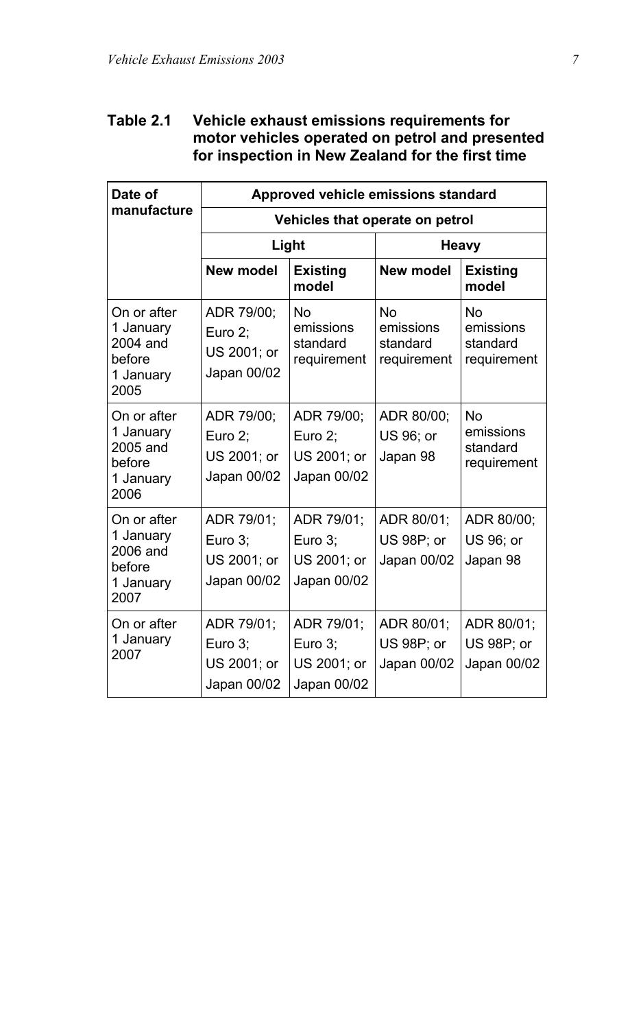**Table 2.1 Vehicle exhaust emissions requirements for motor vehicles operated on petrol and presented for inspection in New Zealand for the first time**

| Date of manufacture | Approved vehicle emissions standard | | | |
|---|---|---|---|---|
| | Vehicles that operate on petrol | | | |
| | Light | | Heavy | |
| | New model | Existing model | New model | Existing model |
| On or after 1 January 2004 and before 1 January 2005 | ADR 79/00; Euro 2; US 2001; or Japan 00/02 | No emissions standard requirement | No emissions standard requirement | No emissions standard requirement |
| On or after 1 January 2005 and before 1 January 2006 | ADR 79/00; Euro 2; US 2001; or Japan 00/02 | ADR 79/00; Euro 2; US 2001; or Japan 00/02 | ADR 80/00; US 96; or Japan 98 | No emissions standard requirement |
| On or after 1 January 2006 and before 1 January 2007 | ADR 79/01; Euro 3; US 2001; or Japan 00/02 | ADR 79/01; Euro 3; US 2001; or Japan 00/02 | ADR 80/01; US 98P; or Japan 00/02 | ADR 80/00; US 96; or Japan 98 |
| On or after 1 January 2007 | ADR 79/01; Euro 3; US 2001; or Japan 00/02 | ADR 79/01; Euro 3; US 2001; or Japan 00/02 | ADR 80/01; US 98P; or Japan 00/02 | ADR 80/01; US 98P; or Japan 00/02 |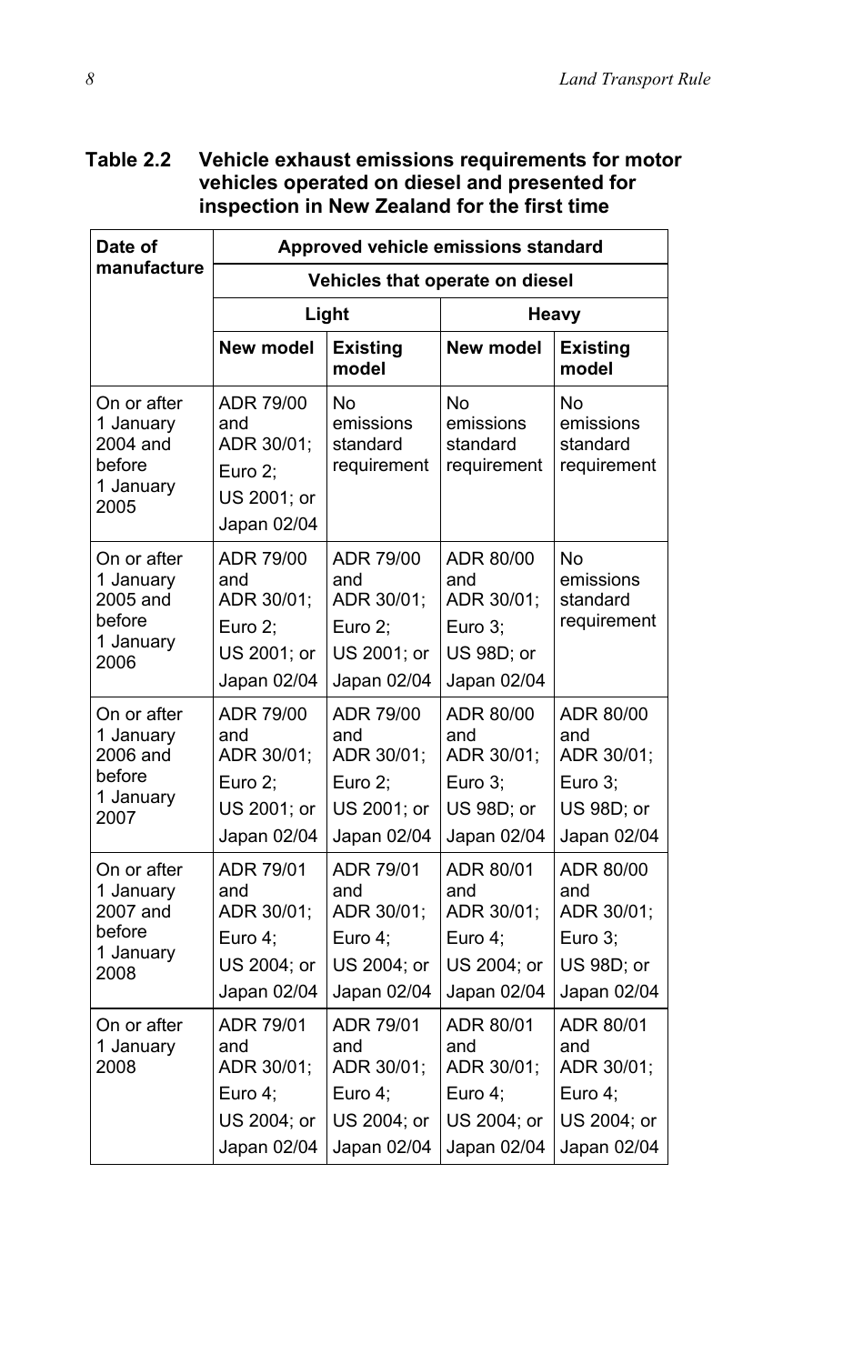**Table 2.2 Vehicle exhaust emissions requirements for motor vehicles operated on diesel and presented for inspection in New Zealand for the first time**

| Date of manufacture | Approved vehicle emissions standard | | | |
|---|---|---|---|---|
| | Vehicles that operate on diesel | | | |
| | Light | | Heavy | |
| | New model | Existing model | New model | Existing model |
| On or after 1 January 2004 and before 1 January 2005 | ADR 79/00 and ADR 30/01; Euro 2; US 2001; or Japan 02/04 | No emissions standard requirement | No emissions standard requirement | No emissions standard requirement |
| On or after 1 January 2005 and before 1 January 2006 | ADR 79/00 and ADR 30/01; Euro 2; US 2001; or Japan 02/04 | ADR 79/00 and ADR 30/01; Euro 2; US 2001; or Japan 02/04 | ADR 80/00 and ADR 30/01; Euro 3; US 98D; or Japan 02/04 | No emissions standard requirement |
| On or after 1 January 2006 and before 1 January 2007 | ADR 79/00 and ADR 30/01; Euro 2; US 2001; or Japan 02/04 | ADR 79/00 and ADR 30/01; Euro 2; US 2001; or Japan 02/04 | ADR 80/00 and ADR 30/01; Euro 3; US 98D; or Japan 02/04 | ADR 80/00 and ADR 30/01; Euro 3; US 98D; or Japan 02/04 |
| On or after 1 January 2007 and before 1 January 2008 | ADR 79/01 and ADR 30/01; Euro 4; US 2004; or Japan 02/04 | ADR 79/01 and ADR 30/01; Euro 4; US 2004; or Japan 02/04 | ADR 80/01 and ADR 30/01; Euro 4; US 2004; or Japan 02/04 | ADR 80/00 and ADR 30/01; Euro 3; US 98D; or Japan 02/04 |
| On or after 1 January 2008 | ADR 79/01 and ADR 30/01; Euro 4; US 2004; or Japan 02/04 | ADR 79/01 and ADR 30/01; Euro 4; US 2004; or Japan 02/04 | ADR 80/01 and ADR 30/01; Euro 4; US 2004; or Japan 02/04 | ADR 80/01 and ADR 30/01; Euro 4; US 2004; or Japan 02/04 |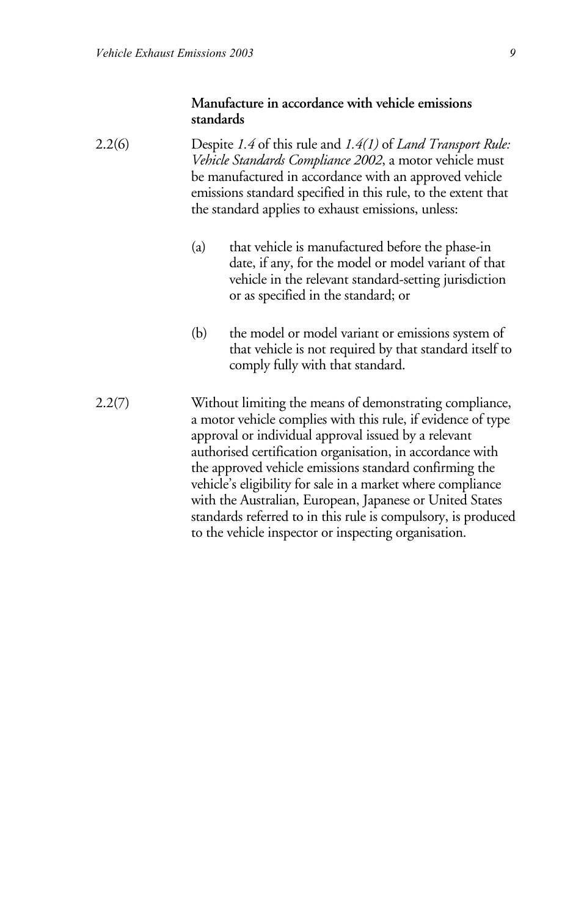**Manufacture in accordance with vehicle emissions standards**

2.2(6) Despite *1.4* of this rule and *1.4(1)* of *Land Transport Rule: Vehicle Standards Compliance 2002*, a motor vehicle must be manufactured in accordance with an approved vehicle emissions standard specified in this rule, to the extent that the standard applies to exhaust emissions, unless:

(a) that vehicle is manufactured before the phase-in date, if any, for the model or model variant of that vehicle in the relevant standard-setting jurisdiction or as specified in the standard; or

(b) the model or model variant or emissions system of that vehicle is not required by that standard itself to comply fully with that standard.

2.2(7) Without limiting the means of demonstrating compliance, a motor vehicle complies with this rule, if evidence of type approval or individual approval issued by a relevant authorised certification organisation, in accordance with the approved vehicle emissions standard confirming the vehicle's eligibility for sale in a market where compliance with the Australian, European, Japanese or United States standards referred to in this rule is compulsory, is produced to the vehicle inspector or inspecting organisation.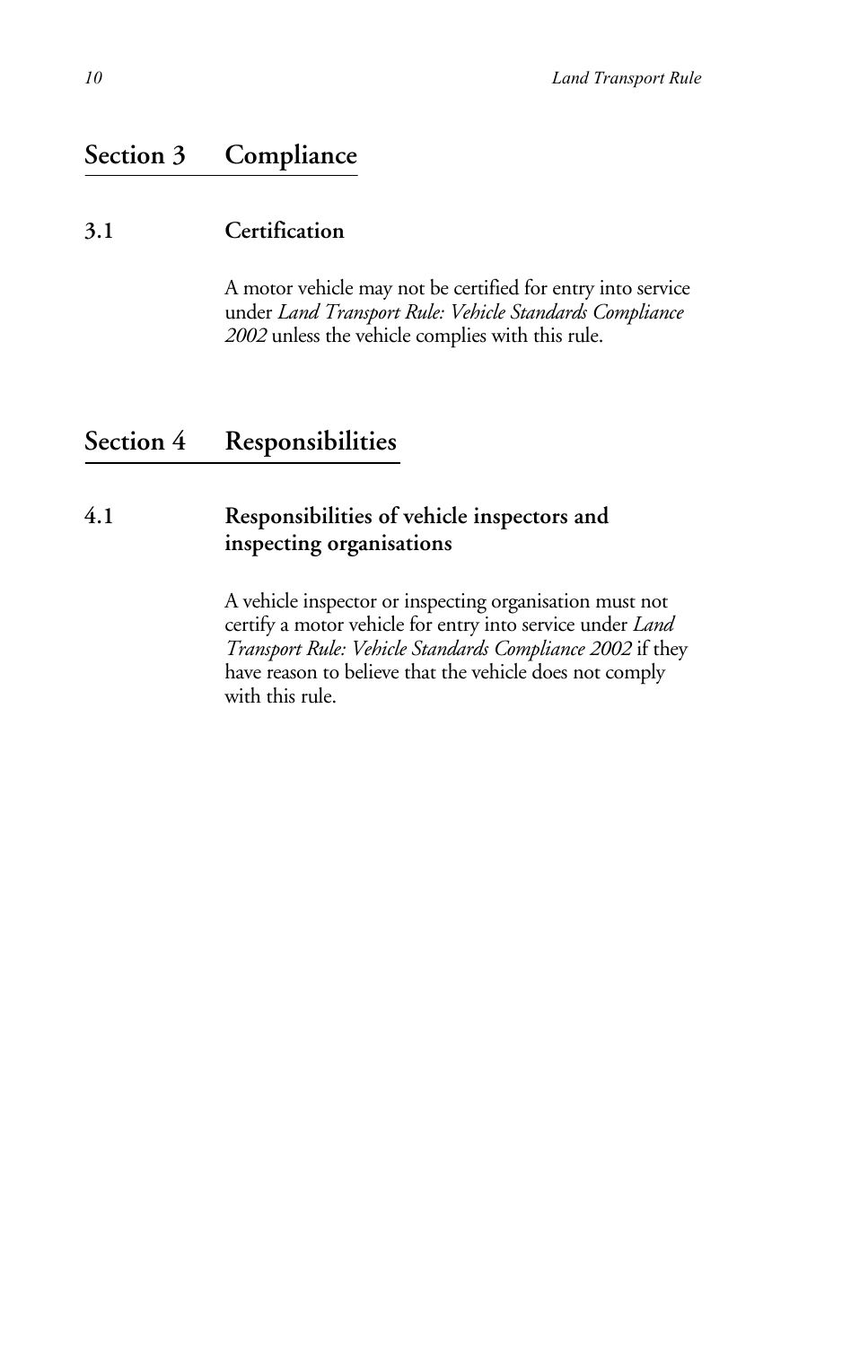## Section 3 Compliance

### 3.1 Certification

A motor vehicle may not be certified for entry into service under *Land Transport Rule: Vehicle Standards Compliance 2002* unless the vehicle complies with this rule.

## Section 4 Responsibilities

### 4.1 Responsibilities of vehicle inspectors and inspecting organisations

A vehicle inspector or inspecting organisation must not certify a motor vehicle for entry into service under *Land Transport Rule: Vehicle Standards Compliance 2002* if they have reason to believe that the vehicle does not comply with this rule.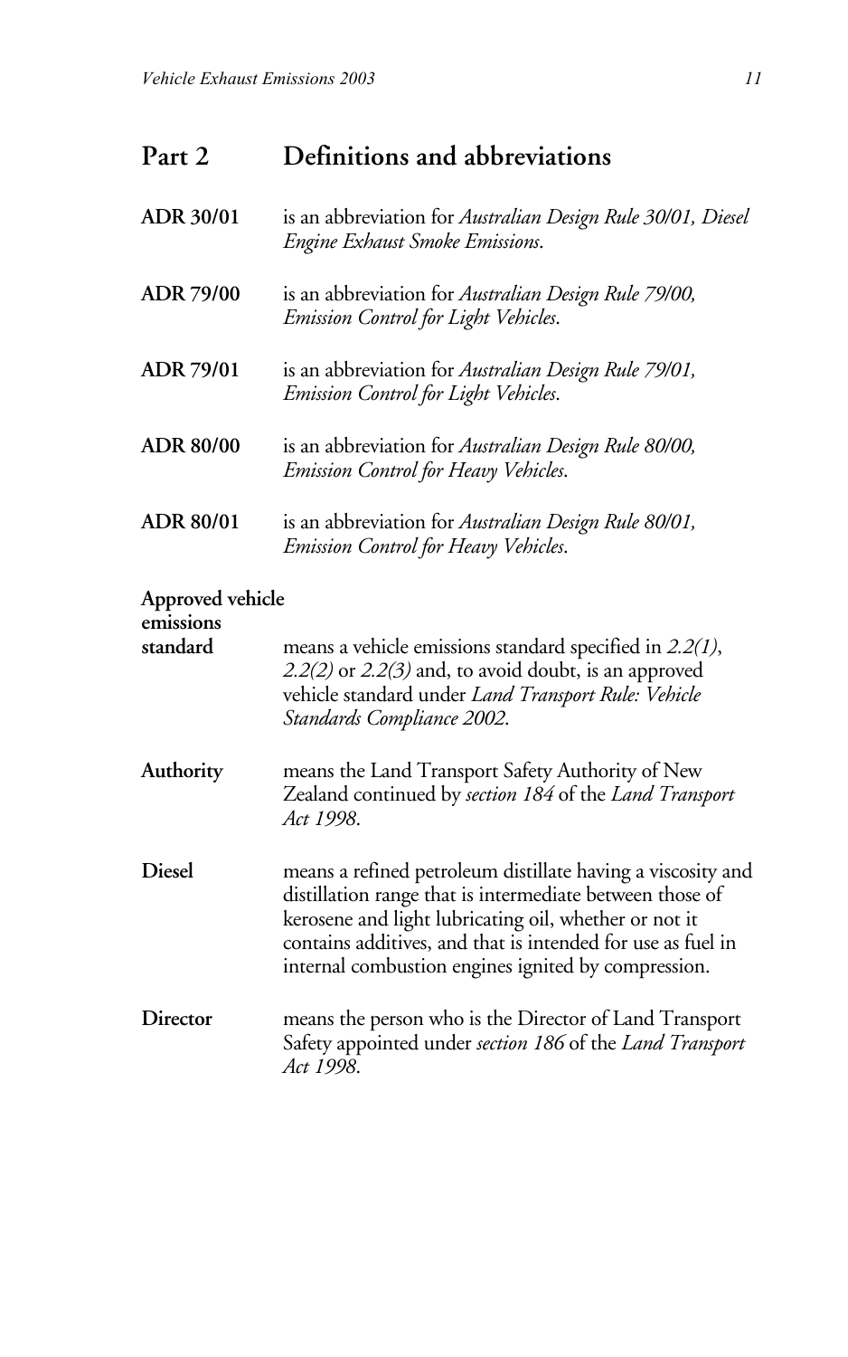# Part 2 Definitions and abbreviations

**ADR 30/01** is an abbreviation for *Australian Design Rule 30/01, Diesel Engine Exhaust Smoke Emissions*.

**ADR 79/00** is an abbreviation for *Australian Design Rule 79/00, Emission Control for Light Vehicles*.

**ADR 79/01** is an abbreviation for *Australian Design Rule 79/01, Emission Control for Light Vehicles*.

**ADR 80/00** is an abbreviation for *Australian Design Rule 80/00, Emission Control for Heavy Vehicles*.

**ADR 80/01** is an abbreviation for *Australian Design Rule 80/01, Emission Control for Heavy Vehicles*.

**Approved vehicle emissions standard** means a vehicle emissions standard specified in *2.2(1)*, *2.2(2)* or *2.2(3)* and, to avoid doubt, is an approved vehicle standard under *Land Transport Rule: Vehicle Standards Compliance 2002*.

**Authority** means the Land Transport Safety Authority of New Zealand continued by *section 184* of the *Land Transport Act 1998*.

**Diesel** means a refined petroleum distillate having a viscosity and distillation range that is intermediate between those of kerosene and light lubricating oil, whether or not it contains additives, and that is intended for use as fuel in internal combustion engines ignited by compression.

**Director** means the person who is the Director of Land Transport Safety appointed under *section 186* of the *Land Transport Act 1998*.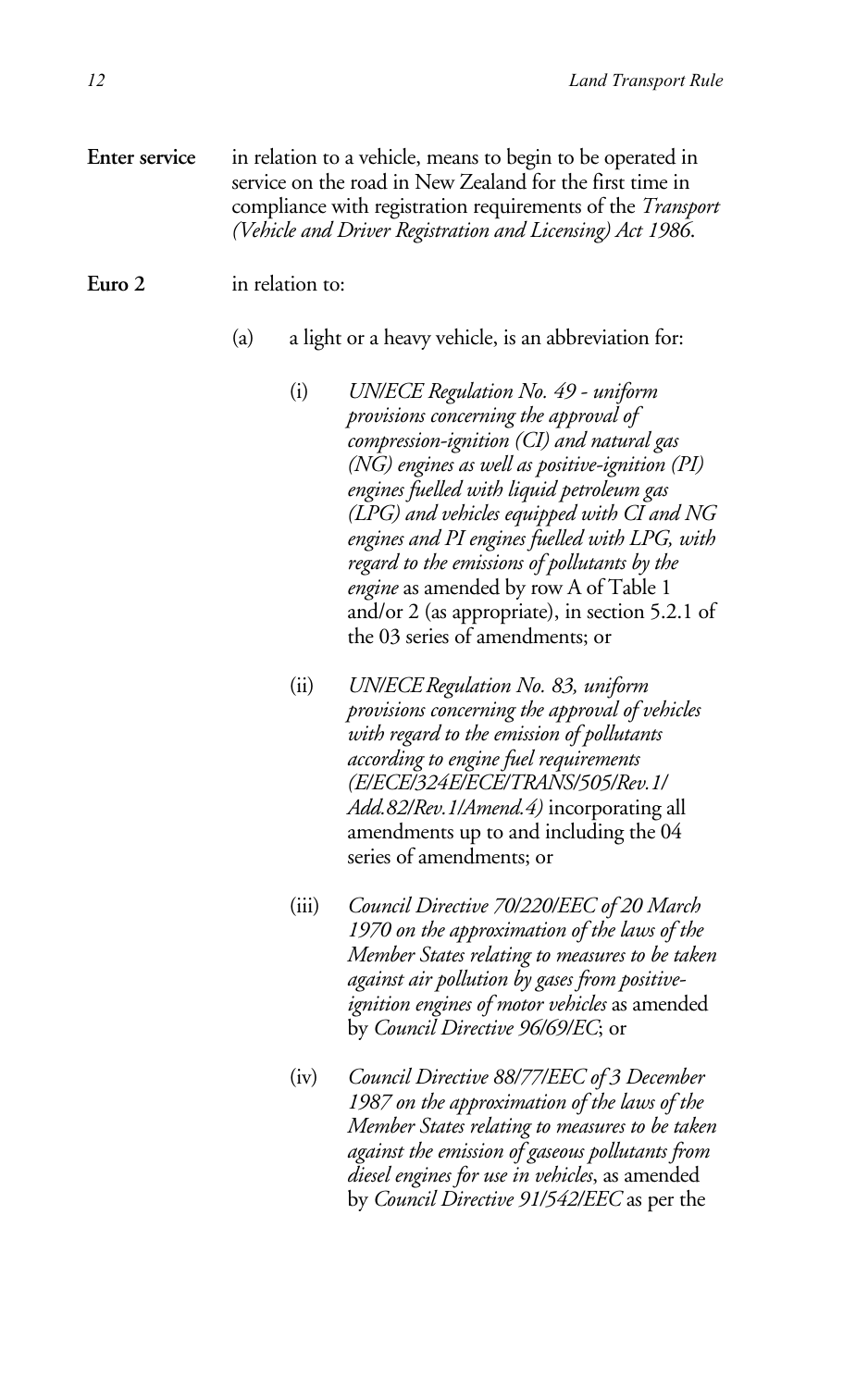**Enter service** in relation to a vehicle, means to begin to be operated in service on the road in New Zealand for the first time in compliance with registration requirements of the *Transport (Vehicle and Driver Registration and Licensing) Act 1986*.

**Euro 2** in relation to:

(a) a light or a heavy vehicle, is an abbreviation for:

(i) *UN/ECE Regulation No. 49 - uniform provisions concerning the approval of compression-ignition (CI) and natural gas (NG) engines as well as positive-ignition (PI) engines fuelled with liquid petroleum gas (LPG) and vehicles equipped with CI and NG engines and PI engines fuelled with LPG, with regard to the emissions of pollutants by the engine* as amended by row A of Table 1 and/or 2 (as appropriate), in section 5.2.1 of the 03 series of amendments; or

(ii) *UN/ECE Regulation No. 83, uniform provisions concerning the approval of vehicles with regard to the emission of pollutants according to engine fuel requirements (E/ECE/324E/ECE/TRANS/505/Rev.1/Add.82/Rev.1/Amend.4)* incorporating all amendments up to and including the 04 series of amendments; or

(iii) *Council Directive 70/220/EEC of 20 March 1970 on the approximation of the laws of the Member States relating to measures to be taken against air pollution by gases from positive-ignition engines of motor vehicles* as amended by *Council Directive 96/69/EC*; or

(iv) *Council Directive 88/77/EEC of 3 December 1987 on the approximation of the laws of the Member States relating to measures to be taken against the emission of gaseous pollutants from diesel engines for use in vehicles*, as amended by *Council Directive 91/542/EEC* as per the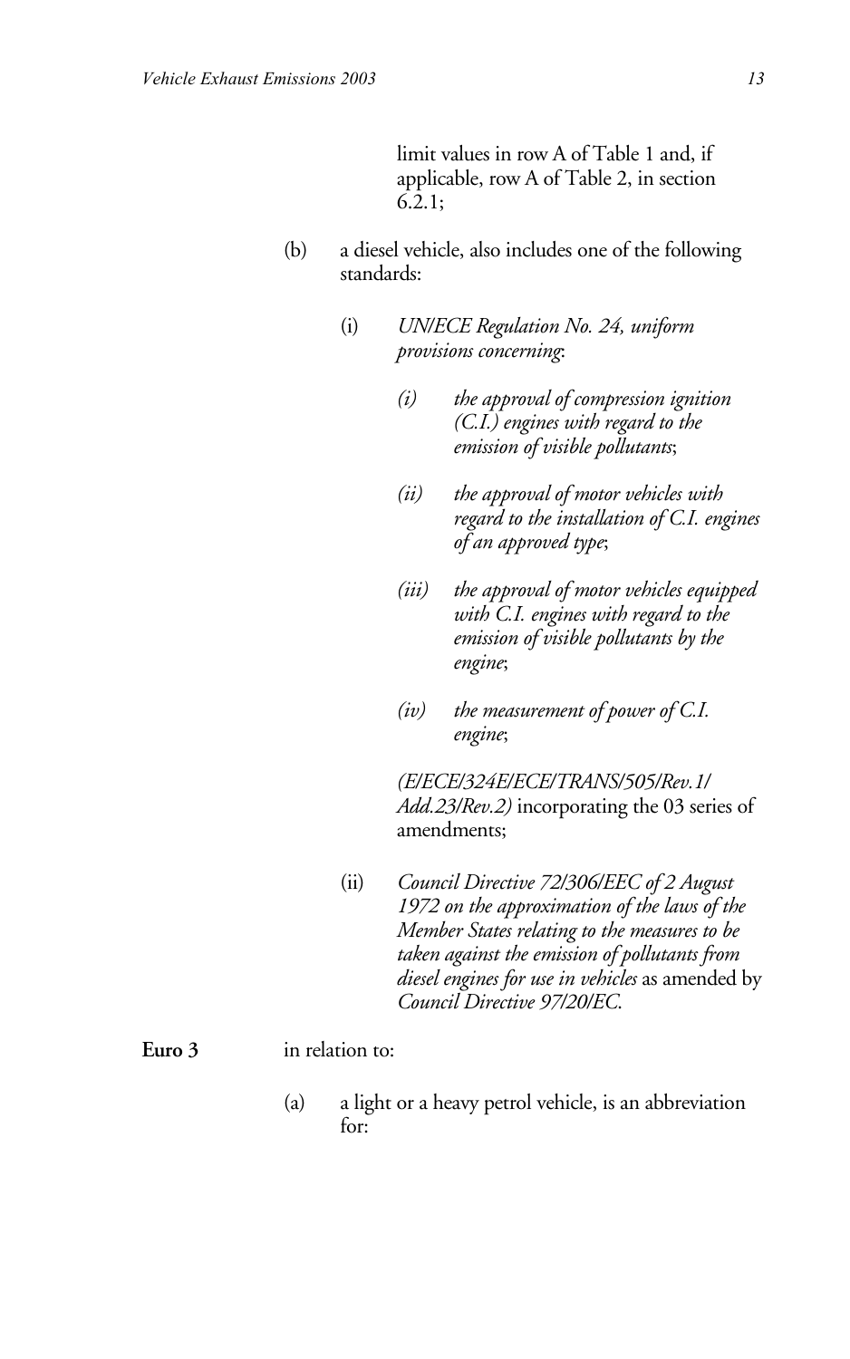limit values in row A of Table 1 and, if applicable, row A of Table 2, in section 6.2.1;

(b) a diesel vehicle, also includes one of the following standards:

  (i) *UN/ECE Regulation No. 24, uniform provisions concerning*:

    *(i) the approval of compression ignition (C.I.) engines with regard to the emission of visible pollutants*;

    *(ii) the approval of motor vehicles with regard to the installation of C.I. engines of an approved type*;

    *(iii) the approval of motor vehicles equipped with C.I. engines with regard to the emission of visible pollutants by the engine*;

    *(iv) the measurement of power of C.I. engine*;

    *(E/ECE/324E/ECE/TRANS/505/Rev.1/Add.23/Rev.2)* incorporating the 03 series of amendments;

  (ii) *Council Directive 72/306/EEC of 2 August 1972 on the approximation of the laws of the Member States relating to the measures to be taken against the emission of pollutants from diesel engines for use in vehicles* as amended by *Council Directive 97/20/EC*.

**Euro 3** in relation to:

(a) a light or a heavy petrol vehicle, is an abbreviation for: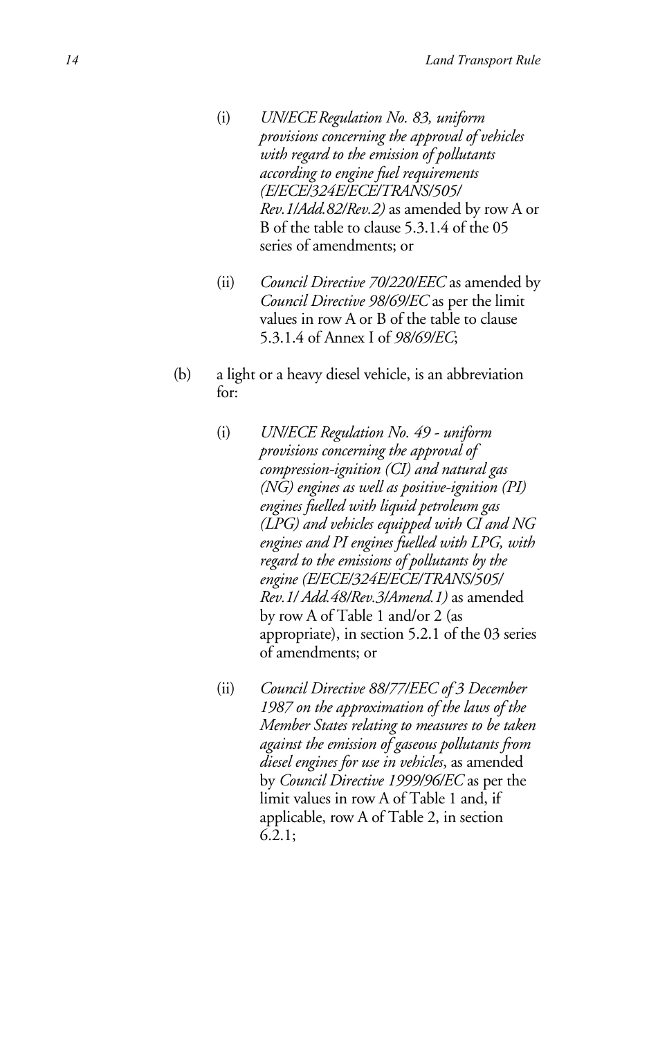(i) *UN/ECE Regulation No. 83, uniform provisions concerning the approval of vehicles with regard to the emission of pollutants according to engine fuel requirements (E/ECE/324E/ECE/TRANS/505/ Rev.1/Add.82/Rev.2)* as amended by row A or B of the table to clause 5.3.1.4 of the 05 series of amendments; or

(ii) *Council Directive 70/220/EEC* as amended by *Council Directive 98/69/EC* as per the limit values in row A or B of the table to clause 5.3.1.4 of Annex I of *98/69/EC*;

(b) a light or a heavy diesel vehicle, is an abbreviation for:

(i) *UN/ECE Regulation No. 49 - uniform provisions concerning the approval of compression-ignition (CI) and natural gas (NG) engines as well as positive-ignition (PI) engines fuelled with liquid petroleum gas (LPG) and vehicles equipped with CI and NG engines and PI engines fuelled with LPG, with regard to the emissions of pollutants by the engine (E/ECE/324E/ECE/TRANS/505/ Rev.1/ Add.48/Rev.3/Amend.1)* as amended by row A of Table 1 and/or 2 (as appropriate), in section 5.2.1 of the 03 series of amendments; or

(ii) *Council Directive 88/77/EEC of 3 December 1987 on the approximation of the laws of the Member States relating to measures to be taken against the emission of gaseous pollutants from diesel engines for use in vehicles*, as amended by *Council Directive 1999/96/EC* as per the limit values in row A of Table 1 and, if applicable, row A of Table 2, in section 6.2.1;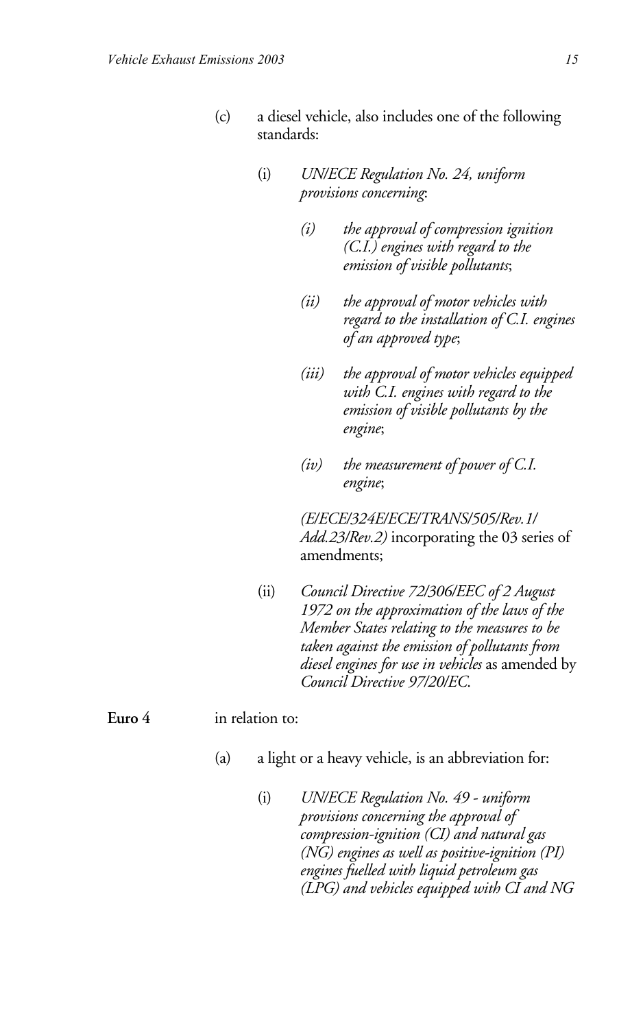(c) a diesel vehicle, also includes one of the following standards:

(i) *UN/ECE Regulation No. 24, uniform provisions concerning*:

*(i) the approval of compression ignition (C.I.) engines with regard to the emission of visible pollutants*;

*(ii) the approval of motor vehicles with regard to the installation of C.I. engines of an approved type*;

*(iii) the approval of motor vehicles equipped with C.I. engines with regard to the emission of visible pollutants by the engine*;

*(iv) the measurement of power of C.I. engine*;

*(E/ECE/324E/ECE/TRANS/505/Rev.1/Add.23/Rev.2)* incorporating the 03 series of amendments;

(ii) *Council Directive 72/306/EEC of 2 August 1972 on the approximation of the laws of the Member States relating to the measures to be taken against the emission of pollutants from diesel engines for use in vehicles* as amended by *Council Directive 97/20/EC*.

**Euro 4** in relation to:

(a) a light or a heavy vehicle, is an abbreviation for:

(i) *UN/ECE Regulation No. 49 - uniform provisions concerning the approval of compression-ignition (CI) and natural gas (NG) engines as well as positive-ignition (PI) engines fuelled with liquid petroleum gas (LPG) and vehicles equipped with CI and NG*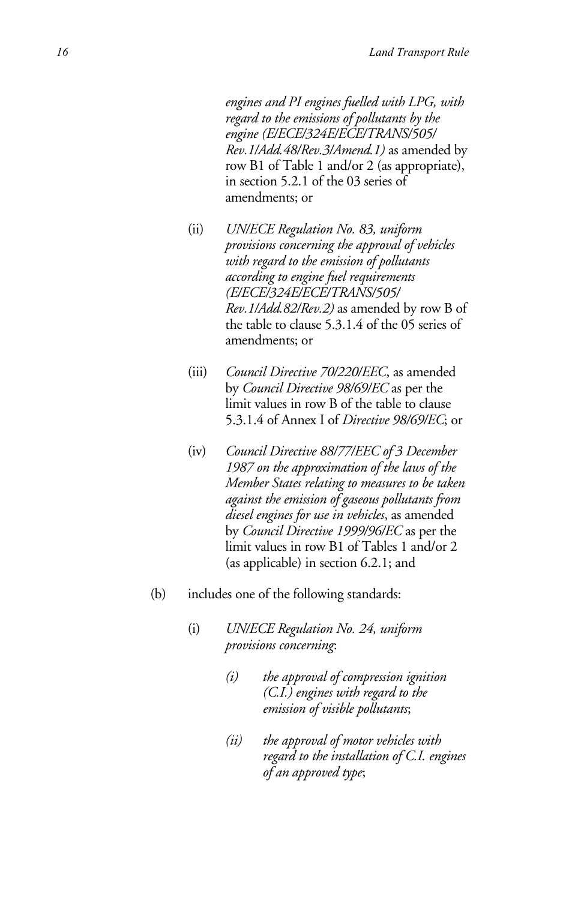*engines and PI engines fuelled with LPG, with regard to the emissions of pollutants by the engine (E/ECE/324E/ECE/TRANS/505/ Rev.1/Add.48/Rev.3/Amend.1)* as amended by row B1 of Table 1 and/or 2 (as appropriate), in section 5.2.1 of the 03 series of amendments; or

(ii) *UN/ECE Regulation No. 83, uniform provisions concerning the approval of vehicles with regard to the emission of pollutants according to engine fuel requirements (E/ECE/324E/ECE/TRANS/505/ Rev.1/Add.82/Rev.2)* as amended by row B of the table to clause 5.3.1.4 of the 05 series of amendments; or

(iii) *Council Directive 70/220/EEC*, as amended by *Council Directive 98/69/EC* as per the limit values in row B of the table to clause 5.3.1.4 of Annex I of *Directive 98/69/EC*; or

(iv) *Council Directive 88/77/EEC of 3 December 1987 on the approximation of the laws of the Member States relating to measures to be taken against the emission of gaseous pollutants from diesel engines for use in vehicles*, as amended by *Council Directive 1999/96/EC* as per the limit values in row B1 of Tables 1 and/or 2 (as applicable) in section 6.2.1; and

(b) includes one of the following standards:

(i) *UN/ECE Regulation No. 24, uniform provisions concerning*:

*(i) the approval of compression ignition (C.I.) engines with regard to the emission of visible pollutants*;

*(ii) the approval of motor vehicles with regard to the installation of C.I. engines of an approved type*;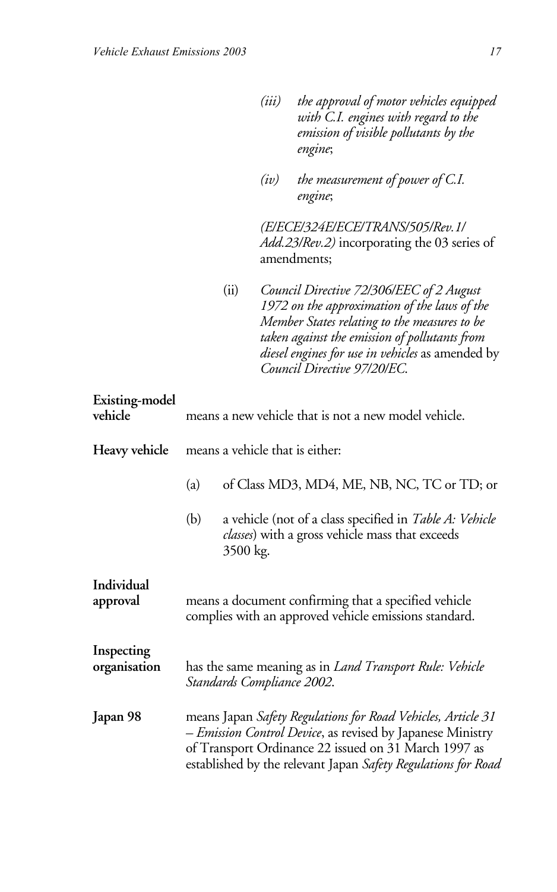*(iii) the approval of motor vehicles equipped with C.I. engines with regard to the emission of visible pollutants by the engine*;

*(iv) the measurement of power of C.I. engine*;

*(E/ECE/324E/ECE/TRANS/505/Rev.1/ Add.23/Rev.2)* incorporating the 03 series of amendments;

(ii) *Council Directive 72/306/EEC of 2 August 1972 on the approximation of the laws of the Member States relating to the measures to be taken against the emission of pollutants from diesel engines for use in vehicles* as amended by *Council Directive 97/20/EC*.

**Existing-model vehicle** means a new vehicle that is not a new model vehicle.

**Heavy vehicle** means a vehicle that is either:

(a) of Class MD3, MD4, ME, NB, NC, TC or TD; or

(b) a vehicle (not of a class specified in *Table A: Vehicle classes*) with a gross vehicle mass that exceeds 3500 kg.

**Individual approval** means a document confirming that a specified vehicle complies with an approved vehicle emissions standard.

**Inspecting organisation** has the same meaning as in *Land Transport Rule: Vehicle Standards Compliance 2002*.

**Japan 98** means Japan *Safety Regulations for Road Vehicles, Article 31 – Emission Control Device*, as revised by Japanese Ministry of Transport Ordinance 22 issued on 31 March 1997 as established by the relevant Japan *Safety Regulations for Road*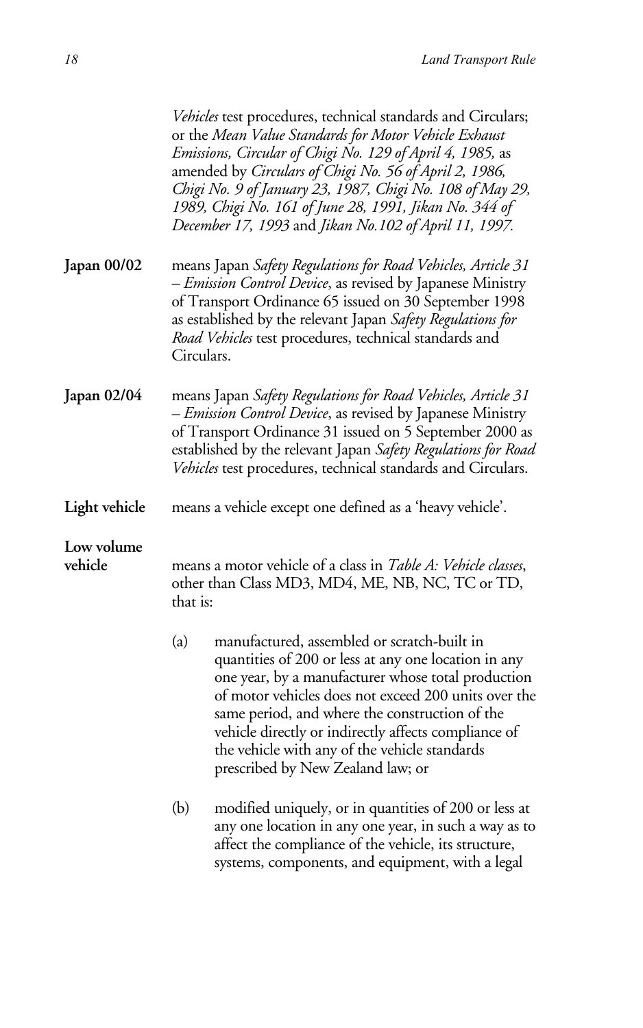*Vehicles* test procedures, technical standards and Circulars; or the *Mean Value Standards for Motor Vehicle Exhaust Emissions, Circular of Chigi No. 129 of April 4, 1985,* as amended by *Circulars of Chigi No. 56 of April 2, 1986, Chigi No. 9 of January 23, 1987, Chigi No. 108 of May 29, 1989, Chigi No. 161 of June 28, 1991, Jikan No. 344 of December 17, 1993* and *Jikan No.102 of April 11, 1997.*

**Japan 00/02** means Japan *Safety Regulations for Road Vehicles, Article 31 – Emission Control Device*, as revised by Japanese Ministry of Transport Ordinance 65 issued on 30 September 1998 as established by the relevant Japan *Safety Regulations for Road Vehicles* test procedures, technical standards and Circulars.

**Japan 02/04** means Japan *Safety Regulations for Road Vehicles, Article 31 – Emission Control Device*, as revised by Japanese Ministry of Transport Ordinance 31 issued on 5 September 2000 as established by the relevant Japan *Safety Regulations for Road Vehicles* test procedures, technical standards and Circulars.

**Light vehicle** means a vehicle except one defined as a 'heavy vehicle'.

**Low volume vehicle** means a motor vehicle of a class in *Table A: Vehicle classes*, other than Class MD3, MD4, ME, NB, NC, TC or TD, that is:

(a) manufactured, assembled or scratch-built in quantities of 200 or less at any one location in any one year, by a manufacturer whose total production of motor vehicles does not exceed 200 units over the same period, and where the construction of the vehicle directly or indirectly affects compliance of the vehicle with any of the vehicle standards prescribed by New Zealand law; or

(b) modified uniquely, or in quantities of 200 or less at any one location in any one year, in such a way as to affect the compliance of the vehicle, its structure, systems, components, and equipment, with a legal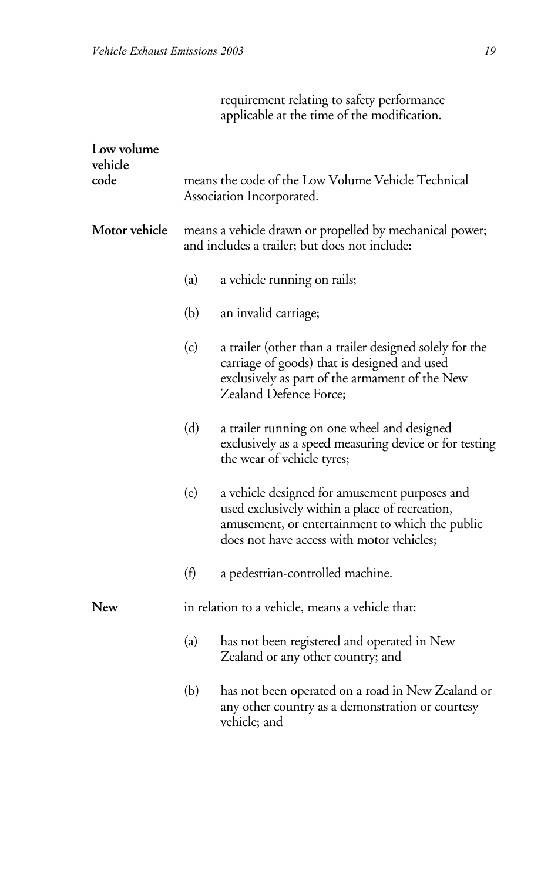requirement relating to safety performance applicable at the time of the modification.

**Low volume vehicle code** means the code of the Low Volume Vehicle Technical Association Incorporated.

**Motor vehicle** means a vehicle drawn or propelled by mechanical power; and includes a trailer; but does not include:

(a) a vehicle running on rails;

(b) an invalid carriage;

(c) a trailer (other than a trailer designed solely for the carriage of goods) that is designed and used exclusively as part of the armament of the New Zealand Defence Force;

(d) a trailer running on one wheel and designed exclusively as a speed measuring device or for testing the wear of vehicle tyres;

(e) a vehicle designed for amusement purposes and used exclusively within a place of recreation, amusement, or entertainment to which the public does not have access with motor vehicles;

(f) a pedestrian-controlled machine.

**New** in relation to a vehicle, means a vehicle that:

(a) has not been registered and operated in New Zealand or any other country; and

(b) has not been operated on a road in New Zealand or any other country as a demonstration or courtesy vehicle; and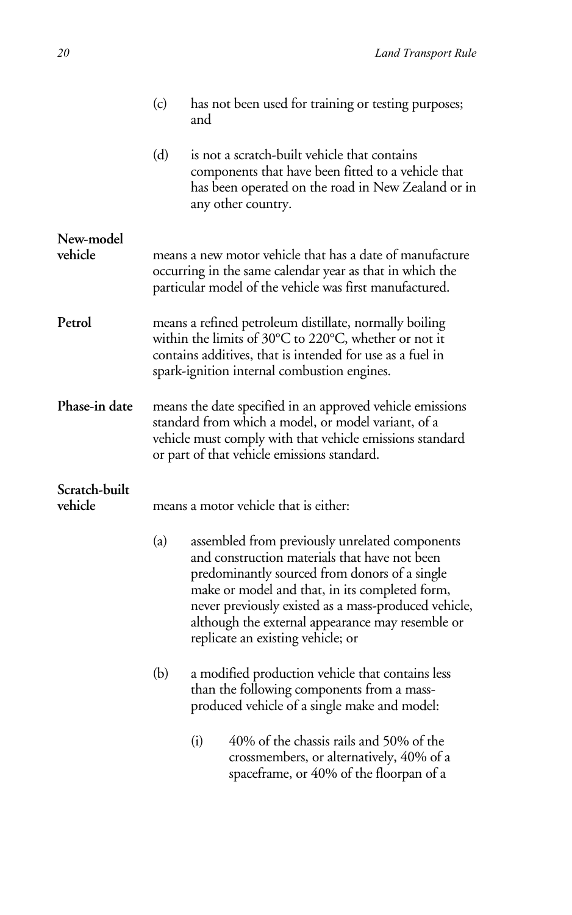(c) has not been used for training or testing purposes; and

(d) is not a scratch-built vehicle that contains components that have been fitted to a vehicle that has been operated on the road in New Zealand or in any other country.

**New-model vehicle** means a new motor vehicle that has a date of manufacture occurring in the same calendar year as that in which the particular model of the vehicle was first manufactured.

**Petrol** means a refined petroleum distillate, normally boiling within the limits of 30°C to 220°C, whether or not it contains additives, that is intended for use as a fuel in spark-ignition internal combustion engines.

**Phase-in date** means the date specified in an approved vehicle emissions standard from which a model, or model variant, of a vehicle must comply with that vehicle emissions standard or part of that vehicle emissions standard.

**Scratch-built vehicle** means a motor vehicle that is either:

(a) assembled from previously unrelated components and construction materials that have not been predominantly sourced from donors of a single make or model and that, in its completed form, never previously existed as a mass-produced vehicle, although the external appearance may resemble or replicate an existing vehicle; or

(b) a modified production vehicle that contains less than the following components from a mass-produced vehicle of a single make and model:

  (i) 40% of the chassis rails and 50% of the crossmembers, or alternatively, 40% of a spaceframe, or 40% of the floorpan of a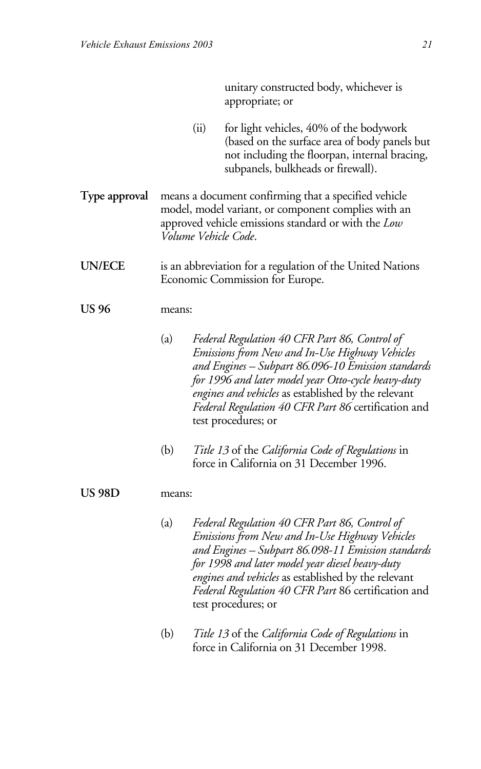unitary constructed body, whichever is appropriate; or

(ii) for light vehicles, 40% of the bodywork (based on the surface area of body panels but not including the floorpan, internal bracing, subpanels, bulkheads or firewall).

**Type approval** means a document confirming that a specified vehicle model, model variant, or component complies with an approved vehicle emissions standard or with the *Low Volume Vehicle Code*.

**UN/ECE** is an abbreviation for a regulation of the United Nations Economic Commission for Europe.

**US 96** means:

(a) *Federal Regulation 40 CFR Part 86, Control of Emissions from New and In-Use Highway Vehicles and Engines – Subpart 86.096-10 Emission standards for 1996 and later model year Otto-cycle heavy-duty engines and vehicles* as established by the relevant *Federal Regulation 40 CFR Part 86* certification and test procedures; or

(b) *Title 13* of the *California Code of Regulations* in force in California on 31 December 1996.

**US 98D** means:

(a) *Federal Regulation 40 CFR Part 86, Control of Emissions from New and In-Use Highway Vehicles and Engines – Subpart 86.098-11 Emission standards for 1998 and later model year diesel heavy-duty engines and vehicles* as established by the relevant *Federal Regulation 40 CFR Part* 86 certification and test procedures; or

(b) *Title 13* of the *California Code of Regulations* in force in California on 31 December 1998.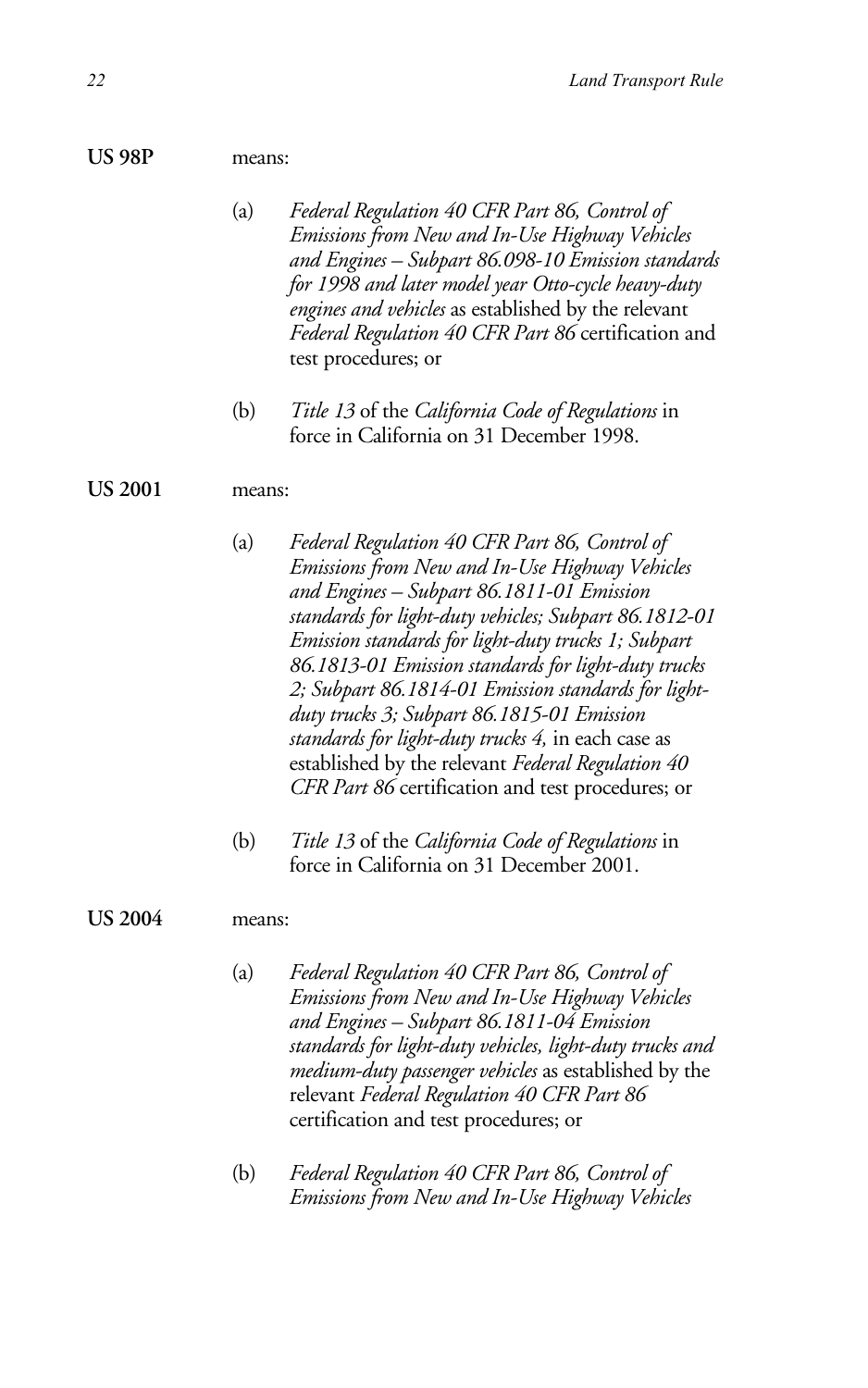**US 98P** means:

(a) *Federal Regulation 40 CFR Part 86, Control of Emissions from New and In-Use Highway Vehicles and Engines – Subpart 86.098-10 Emission standards for 1998 and later model year Otto-cycle heavy-duty engines and vehicles* as established by the relevant *Federal Regulation 40 CFR Part 86* certification and test procedures; or

(b) *Title 13* of the *California Code of Regulations* in force in California on 31 December 1998.

**US 2001** means:

(a) *Federal Regulation 40 CFR Part 86, Control of Emissions from New and In-Use Highway Vehicles and Engines – Subpart 86.1811-01 Emission standards for light-duty vehicles; Subpart 86.1812-01 Emission standards for light-duty trucks 1; Subpart 86.1813-01 Emission standards for light-duty trucks 2; Subpart 86.1814-01 Emission standards for light-duty trucks 3; Subpart 86.1815-01 Emission standards for light-duty trucks 4,* in each case as established by the relevant *Federal Regulation 40 CFR Part 86* certification and test procedures; or

(b) *Title 13* of the *California Code of Regulations* in force in California on 31 December 2001.

**US 2004** means:

(a) *Federal Regulation 40 CFR Part 86, Control of Emissions from New and In-Use Highway Vehicles and Engines – Subpart 86.1811-04 Emission standards for light-duty vehicles, light-duty trucks and medium-duty passenger vehicles* as established by the relevant *Federal Regulation 40 CFR Part 86* certification and test procedures; or

(b) *Federal Regulation 40 CFR Part 86, Control of Emissions from New and In-Use Highway Vehicles*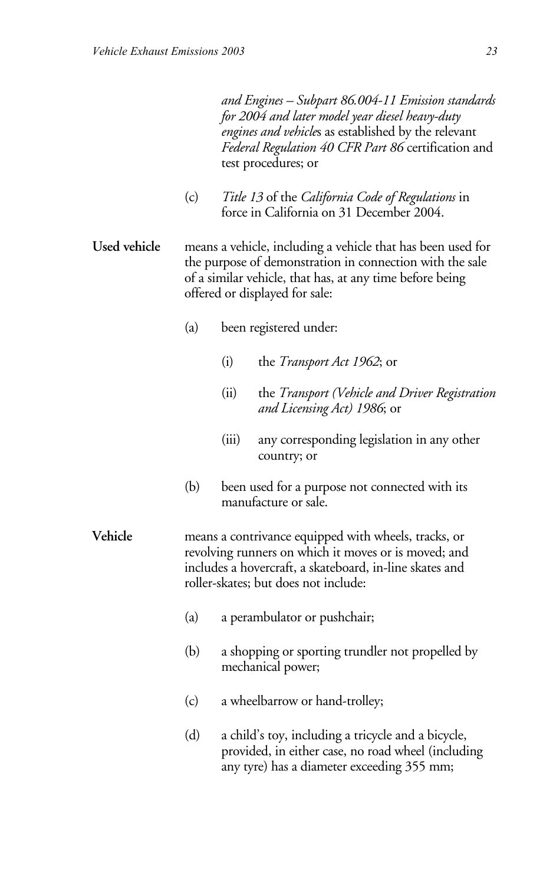*and Engines – Subpart 86.004-11 Emission standards for 2004 and later model year diesel heavy-duty engines and vehicles* as established by the relevant *Federal Regulation 40 CFR Part 86* certification and test procedures; or

(c) *Title 13* of the *California Code of Regulations* in force in California on 31 December 2004.

**Used vehicle** means a vehicle, including a vehicle that has been used for the purpose of demonstration in connection with the sale of a similar vehicle, that has, at any time before being offered or displayed for sale:

(a) been registered under:

(i) the *Transport Act 1962*; or

(ii) the *Transport (Vehicle and Driver Registration and Licensing Act) 1986*; or

(iii) any corresponding legislation in any other country; or

(b) been used for a purpose not connected with its manufacture or sale.

**Vehicle** means a contrivance equipped with wheels, tracks, or revolving runners on which it moves or is moved; and includes a hovercraft, a skateboard, in-line skates and roller-skates; but does not include:

(a) a perambulator or pushchair;

(b) a shopping or sporting trundler not propelled by mechanical power;

(c) a wheelbarrow or hand-trolley;

(d) a child's toy, including a tricycle and a bicycle, provided, in either case, no road wheel (including any tyre) has a diameter exceeding 355 mm;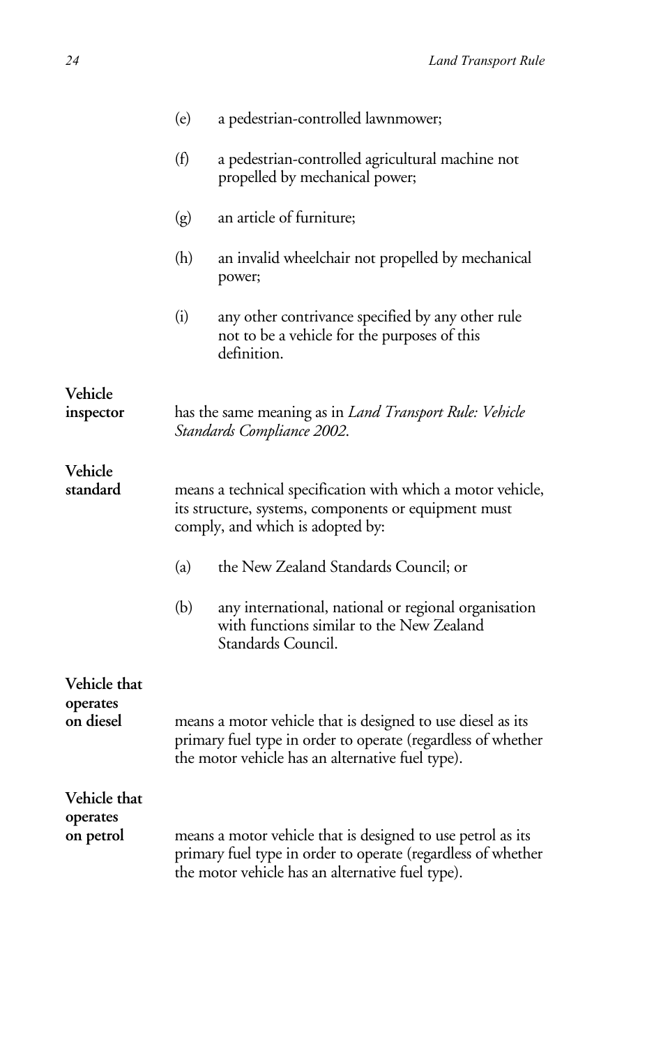(e) a pedestrian-controlled lawnmower;

(f) a pedestrian-controlled agricultural machine not propelled by mechanical power;

(g) an article of furniture;

(h) an invalid wheelchair not propelled by mechanical power;

(i) any other contrivance specified by any other rule not to be a vehicle for the purposes of this definition.

**Vehicle inspector** has the same meaning as in *Land Transport Rule: Vehicle Standards Compliance 2002*.

**Vehicle standard** means a technical specification with which a motor vehicle, its structure, systems, components or equipment must comply, and which is adopted by:

(a) the New Zealand Standards Council; or

(b) any international, national or regional organisation with functions similar to the New Zealand Standards Council.

**Vehicle that operates on diesel** means a motor vehicle that is designed to use diesel as its primary fuel type in order to operate (regardless of whether the motor vehicle has an alternative fuel type).

**Vehicle that operates on petrol** means a motor vehicle that is designed to use petrol as its primary fuel type in order to operate (regardless of whether the motor vehicle has an alternative fuel type).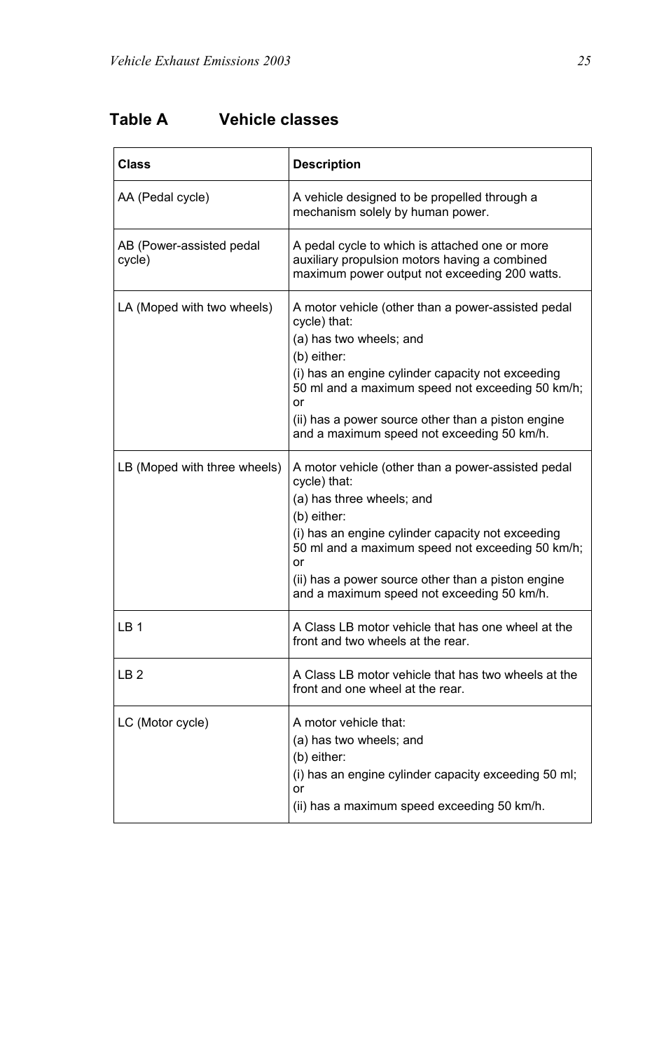## Table A Vehicle classes

| Class | Description |
|---|---|
| AA (Pedal cycle) | A vehicle designed to be propelled through a mechanism solely by human power. |
| AB (Power-assisted pedal cycle) | A pedal cycle to which is attached one or more auxiliary propulsion motors having a combined maximum power output not exceeding 200 watts. |
| LA (Moped with two wheels) | A motor vehicle (other than a power-assisted pedal cycle) that: (a) has two wheels; and (b) either: (i) has an engine cylinder capacity not exceeding 50 ml and a maximum speed not exceeding 50 km/h; or (ii) has a power source other than a piston engine and a maximum speed not exceeding 50 km/h. |
| LB (Moped with three wheels) | A motor vehicle (other than a power-assisted pedal cycle) that: (a) has three wheels; and (b) either: (i) has an engine cylinder capacity not exceeding 50 ml and a maximum speed not exceeding 50 km/h; or (ii) has a power source other than a piston engine and a maximum speed not exceeding 50 km/h. |
| LB 1 | A Class LB motor vehicle that has one wheel at the front and two wheels at the rear. |
| LB 2 | A Class LB motor vehicle that has two wheels at the front and one wheel at the rear. |
| LC (Motor cycle) | A motor vehicle that: (a) has two wheels; and (b) either: (i) has an engine cylinder capacity exceeding 50 ml; or (ii) has a maximum speed exceeding 50 km/h. |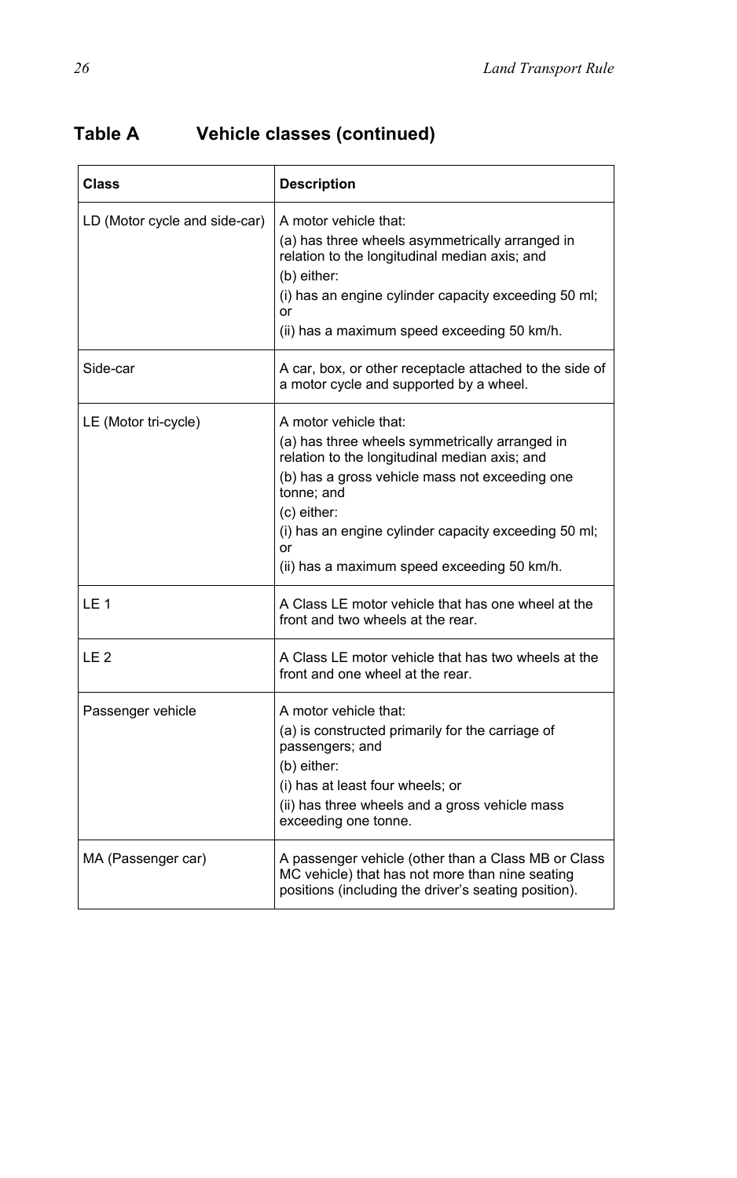## Table A Vehicle classes (continued)

| Class | Description |
|---|---|
| LD (Motor cycle and side-car) | A motor vehicle that:<br>(a) has three wheels asymmetrically arranged in relation to the longitudinal median axis; and<br>(b) either:<br>(i) has an engine cylinder capacity exceeding 50 ml; or<br>(ii) has a maximum speed exceeding 50 km/h. |
| Side-car | A car, box, or other receptacle attached to the side of a motor cycle and supported by a wheel. |
| LE (Motor tri-cycle) | A motor vehicle that:<br>(a) has three wheels symmetrically arranged in relation to the longitudinal median axis; and<br>(b) has a gross vehicle mass not exceeding one tonne; and<br>(c) either:<br>(i) has an engine cylinder capacity exceeding 50 ml; or<br>(ii) has a maximum speed exceeding 50 km/h. |
| LE 1 | A Class LE motor vehicle that has one wheel at the front and two wheels at the rear. |
| LE 2 | A Class LE motor vehicle that has two wheels at the front and one wheel at the rear. |
| Passenger vehicle | A motor vehicle that:<br>(a) is constructed primarily for the carriage of passengers; and<br>(b) either:<br>(i) has at least four wheels; or<br>(ii) has three wheels and a gross vehicle mass exceeding one tonne. |
| MA (Passenger car) | A passenger vehicle (other than a Class MB or Class MC vehicle) that has not more than nine seating positions (including the driver's seating position). |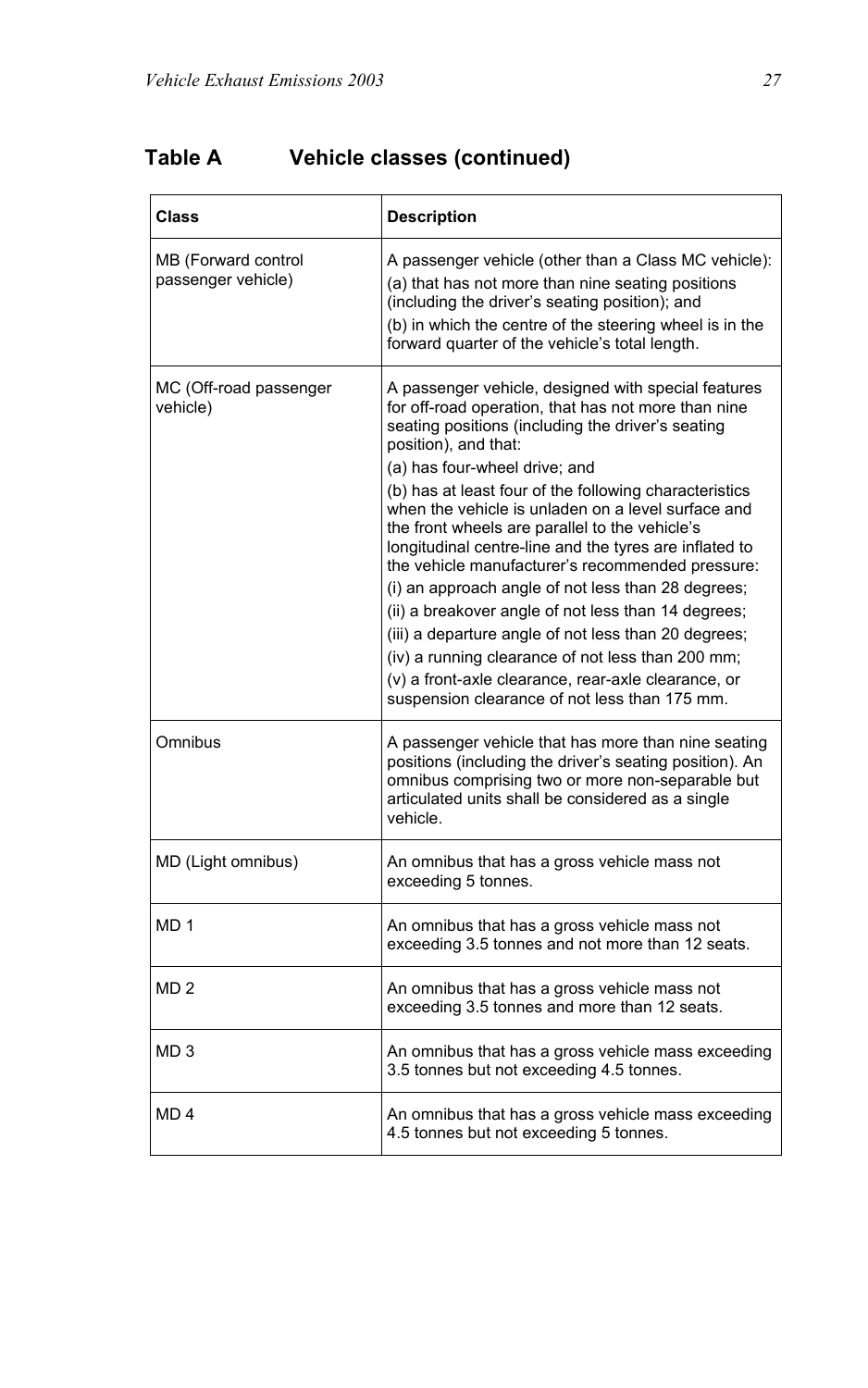## Table A Vehicle classes (continued)

| Class | Description |
| --- | --- |
| MB (Forward control passenger vehicle) | A passenger vehicle (other than a Class MC vehicle):<br>(a) that has not more than nine seating positions (including the driver's seating position); and<br>(b) in which the centre of the steering wheel is in the forward quarter of the vehicle's total length. |
| MC (Off-road passenger vehicle) | A passenger vehicle, designed with special features for off-road operation, that has not more than nine seating positions (including the driver's seating position), and that:<br>(a) has four-wheel drive; and<br>(b) has at least four of the following characteristics when the vehicle is unladen on a level surface and the front wheels are parallel to the vehicle's longitudinal centre-line and the tyres are inflated to the vehicle manufacturer's recommended pressure:<br>(i) an approach angle of not less than 28 degrees;<br>(ii) a breakover angle of not less than 14 degrees;<br>(iii) a departure angle of not less than 20 degrees;<br>(iv) a running clearance of not less than 200 mm;<br>(v) a front-axle clearance, rear-axle clearance, or suspension clearance of not less than 175 mm. |
| Omnibus | A passenger vehicle that has more than nine seating positions (including the driver's seating position). An omnibus comprising two or more non-separable but articulated units shall be considered as a single vehicle. |
| MD (Light omnibus) | An omnibus that has a gross vehicle mass not exceeding 5 tonnes. |
| MD 1 | An omnibus that has a gross vehicle mass not exceeding 3.5 tonnes and not more than 12 seats. |
| MD 2 | An omnibus that has a gross vehicle mass not exceeding 3.5 tonnes and more than 12 seats. |
| MD 3 | An omnibus that has a gross vehicle mass exceeding 3.5 tonnes but not exceeding 4.5 tonnes. |
| MD 4 | An omnibus that has a gross vehicle mass exceeding 4.5 tonnes but not exceeding 5 tonnes. |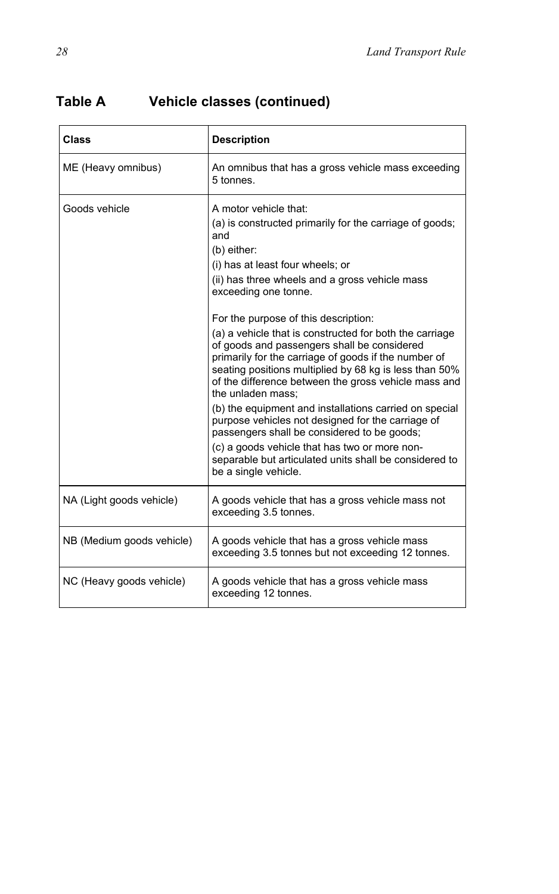## Table A Vehicle classes (continued)

| Class | Description |
|---|---|
| ME (Heavy omnibus) | An omnibus that has a gross vehicle mass exceeding 5 tonnes. |
| Goods vehicle | A motor vehicle that:<br>(a) is constructed primarily for the carriage of goods; and<br>(b) either:<br>(i) has at least four wheels; or<br>(ii) has three wheels and a gross vehicle mass exceeding one tonne.<br><br>For the purpose of this description:<br>(a) a vehicle that is constructed for both the carriage of goods and passengers shall be considered primarily for the carriage of goods if the number of seating positions multiplied by 68 kg is less than 50% of the difference between the gross vehicle mass and the unladen mass;<br>(b) the equipment and installations carried on special purpose vehicles not designed for the carriage of passengers shall be considered to be goods;<br>(c) a goods vehicle that has two or more non-separable but articulated units shall be considered to be a single vehicle. |
| NA (Light goods vehicle) | A goods vehicle that has a gross vehicle mass not exceeding 3.5 tonnes. |
| NB (Medium goods vehicle) | A goods vehicle that has a gross vehicle mass exceeding 3.5 tonnes but not exceeding 12 tonnes. |
| NC (Heavy goods vehicle) | A goods vehicle that has a gross vehicle mass exceeding 12 tonnes. |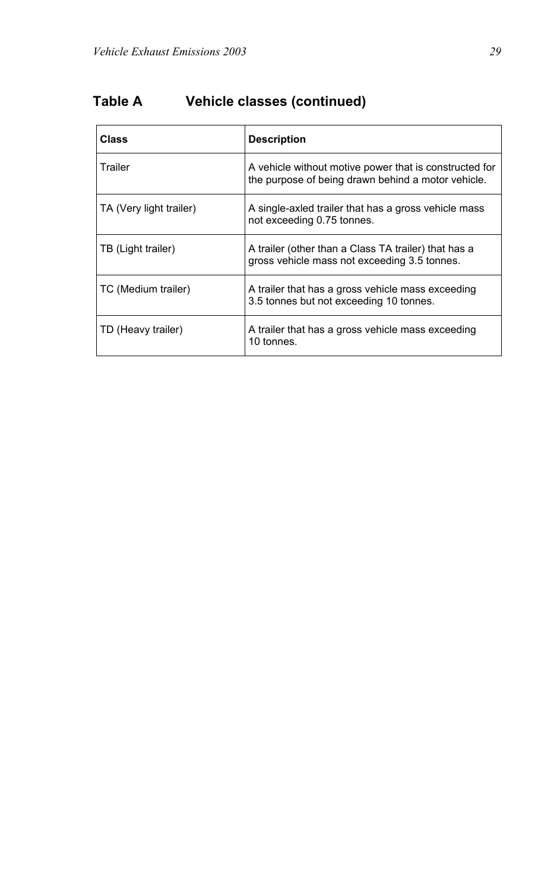## Table A Vehicle classes (continued)

| Class | Description |
|---|---|
| Trailer | A vehicle without motive power that is constructed for the purpose of being drawn behind a motor vehicle. |
| TA (Very light trailer) | A single-axled trailer that has a gross vehicle mass not exceeding 0.75 tonnes. |
| TB (Light trailer) | A trailer (other than a Class TA trailer) that has a gross vehicle mass not exceeding 3.5 tonnes. |
| TC (Medium trailer) | A trailer that has a gross vehicle mass exceeding 3.5 tonnes but not exceeding 10 tonnes. |
| TD (Heavy trailer) | A trailer that has a gross vehicle mass exceeding 10 tonnes. |